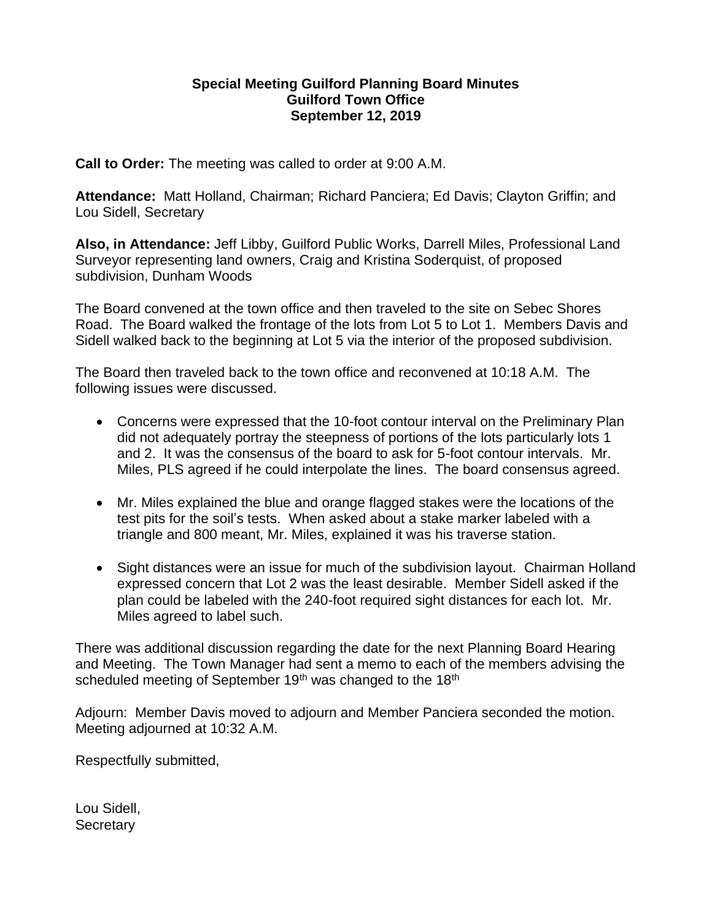**Special Meeting Guilford Planning Board Minutes**
**Guilford Town Office**
**September 12, 2019**

**Call to Order:** The meeting was called to order at 9:00 A.M.

**Attendance:** Matt Holland, Chairman; Richard Panciera; Ed Davis; Clayton Griffin; and Lou Sidell, Secretary

**Also, in Attendance:** Jeff Libby, Guilford Public Works, Darrell Miles, Professional Land Surveyor representing land owners, Craig and Kristina Soderquist, of proposed subdivision, Dunham Woods

The Board convened at the town office and then traveled to the site on Sebec Shores Road. The Board walked the frontage of the lots from Lot 5 to Lot 1. Members Davis and Sidell walked back to the beginning at Lot 5 via the interior of the proposed subdivision.

The Board then traveled back to the town office and reconvened at 10:18 A.M. The following issues were discussed.

- Concerns were expressed that the 10-foot contour interval on the Preliminary Plan did not adequately portray the steepness of portions of the lots particularly lots 1 and 2. It was the consensus of the board to ask for 5-foot contour intervals. Mr. Miles, PLS agreed if he could interpolate the lines. The board consensus agreed.
- Mr. Miles explained the blue and orange flagged stakes were the locations of the test pits for the soil's tests. When asked about a stake marker labeled with a triangle and 800 meant, Mr. Miles, explained it was his traverse station.
- Sight distances were an issue for much of the subdivision layout. Chairman Holland expressed concern that Lot 2 was the least desirable. Member Sidell asked if the plan could be labeled with the 240-foot required sight distances for each lot. Mr. Miles agreed to label such.

There was additional discussion regarding the date for the next Planning Board Hearing and Meeting. The Town Manager had sent a memo to each of the members advising the scheduled meeting of September 19th was changed to the 18th

Adjourn: Member Davis moved to adjourn and Member Panciera seconded the motion. Meeting adjourned at 10:32 A.M.

Respectfully submitted,

Lou Sidell,
Secretary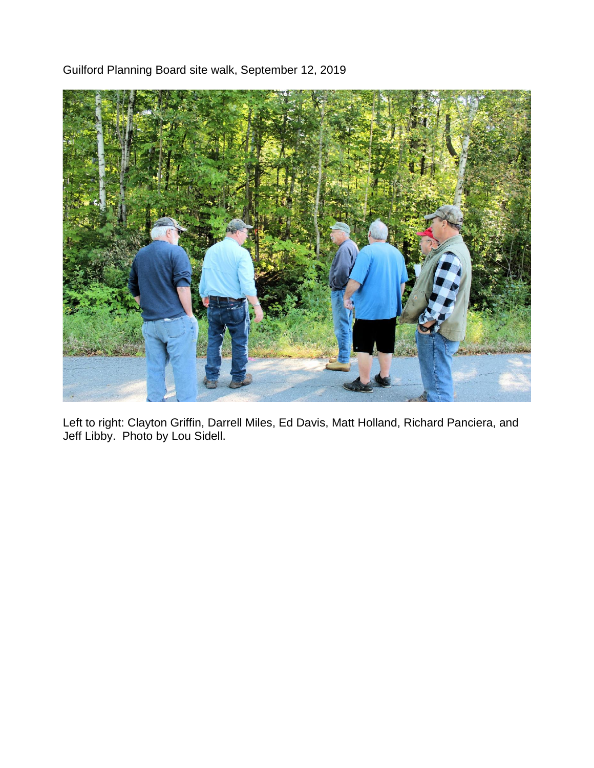Guilford Planning Board site walk, September 12, 2019

Left to right: Clayton Griffin, Darrell Miles, Ed Davis, Matt Holland, Richard Panciera, and Jeff Libby. Photo by Lou Sidell.